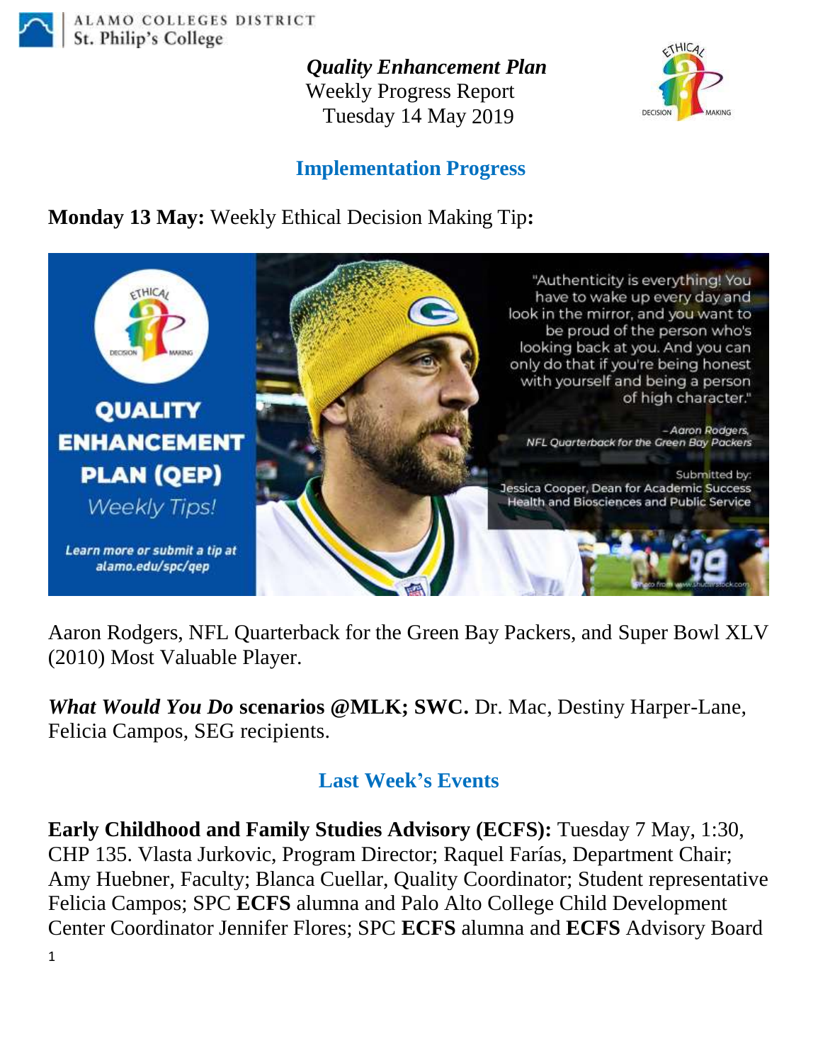ALAMO COLLEGES DISTRICT
St. Philip's College

***Quality Enhancement Plan***
Weekly Progress Report
Tuesday 14 May 2019

## Implementation Progress

**Monday 13 May:** Weekly Ethical Decision Making Tip**:**

Aaron Rodgers, NFL Quarterback for the Green Bay Packers, and Super Bowl XLV (2010) Most Valuable Player.

***What Would You Do* scenarios @MLK; SWC.** Dr. Mac, Destiny Harper-Lane, Felicia Campos, SEG recipients.

## Last Week's Events

**Early Childhood and Family Studies Advisory (ECFS):** Tuesday 7 May, 1:30, CHP 135. Vlasta Jurkovic, Program Director; Raquel Farías, Department Chair; Amy Huebner, Faculty; Blanca Cuellar, Quality Coordinator; Student representative Felicia Campos; SPC **ECFS** alumna and Palo Alto College Child Development Center Coordinator Jennifer Flores; SPC **ECFS** alumna and **ECFS** Advisory Board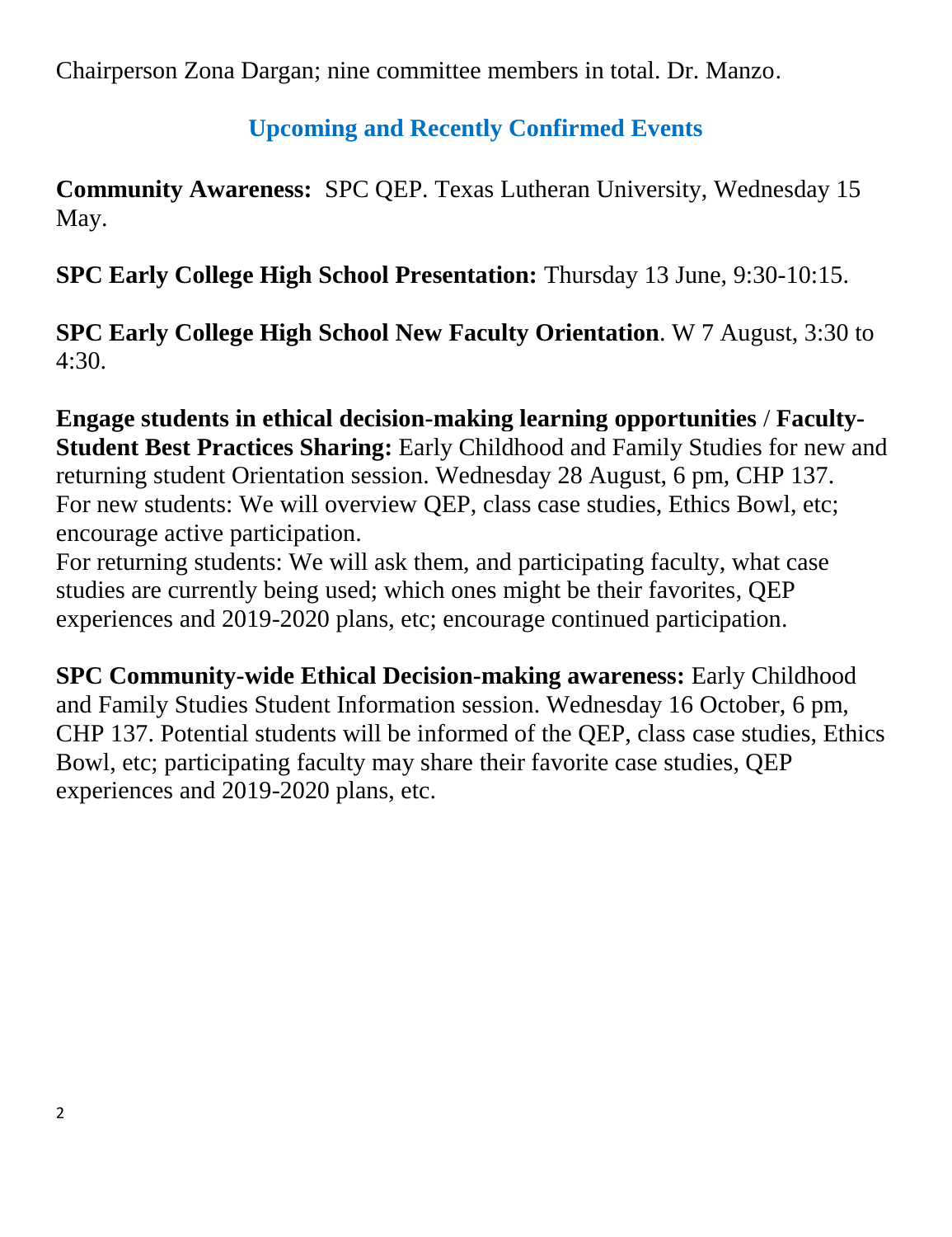Chairperson Zona Dargan; nine committee members in total. Dr. Manzo.

## Upcoming and Recently Confirmed Events

**Community Awareness:** SPC QEP. Texas Lutheran University, Wednesday 15 May.

**SPC Early College High School Presentation:** Thursday 13 June, 9:30-10:15.

**SPC Early College High School New Faculty Orientation**. W 7 August, 3:30 to 4:30.

**Engage students in ethical decision-making learning opportunities / Faculty-Student Best Practices Sharing:** Early Childhood and Family Studies for new and returning student Orientation session. Wednesday 28 August, 6 pm, CHP 137.
For new students: We will overview QEP, class case studies, Ethics Bowl, etc; encourage active participation.
For returning students: We will ask them, and participating faculty, what case studies are currently being used; which ones might be their favorites, QEP experiences and 2019-2020 plans, etc; encourage continued participation.

**SPC Community-wide Ethical Decision-making awareness:** Early Childhood and Family Studies Student Information session. Wednesday 16 October, 6 pm, CHP 137. Potential students will be informed of the QEP, class case studies, Ethics Bowl, etc; participating faculty may share their favorite case studies, QEP experiences and 2019-2020 plans, etc.